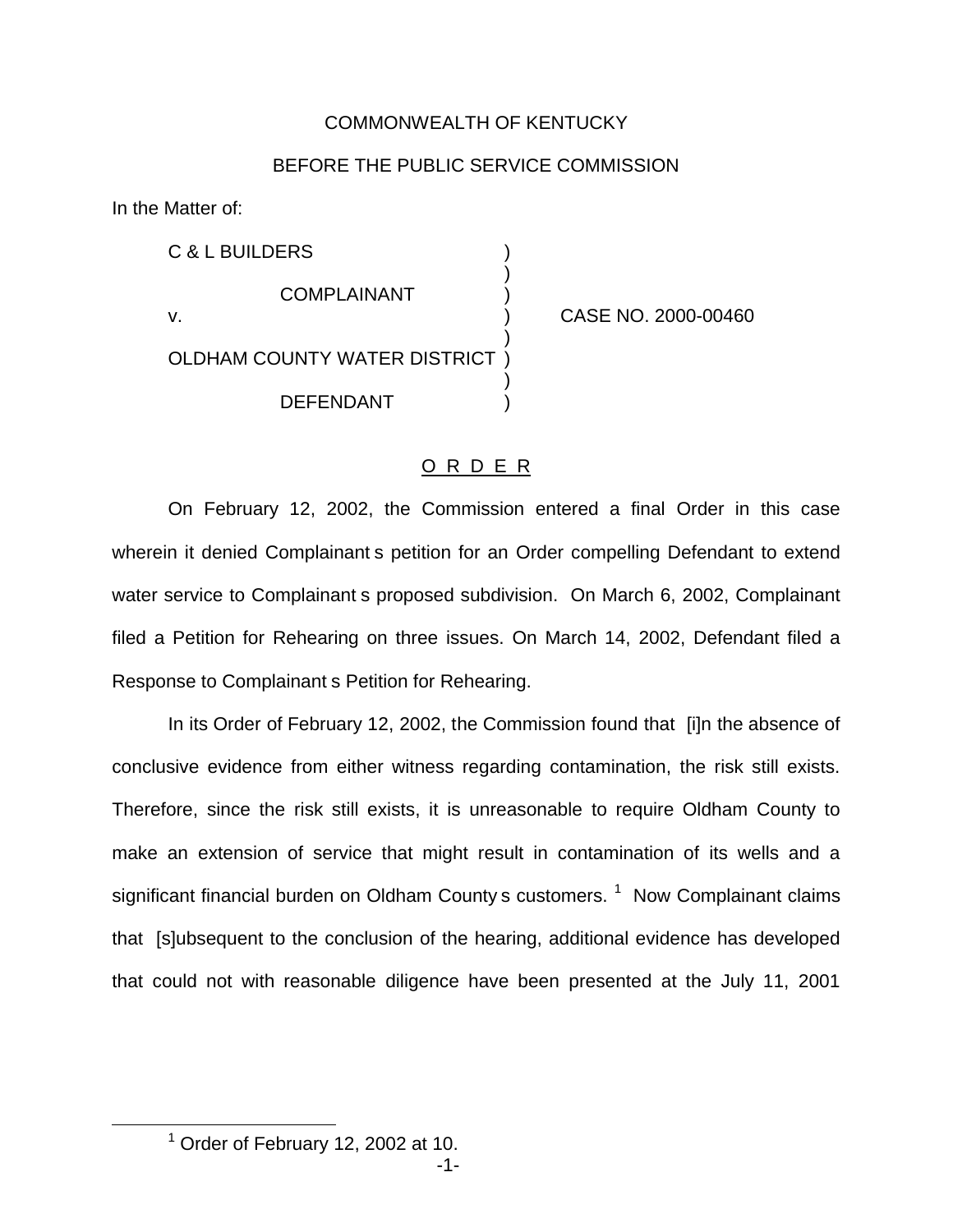COMMONWEALTH OF KENTUCKY

BEFORE THE PUBLIC SERVICE COMMISSION

In the Matter of:

| | | |
|---|---|---|
| C & L BUILDERS | ) | |
| | ) | |
| COMPLAINANT | ) | |
| v. | ) | CASE NO. 2000-00460 |
| | ) | |
| OLDHAM COUNTY WATER DISTRICT | ) | |
| | ) | |
| DEFENDANT | ) | |

O R D E R

On February 12, 2002, the Commission entered a final Order in this case wherein it denied Complainant s petition for an Order compelling Defendant to extend water service to Complainant s proposed subdivision. On March 6, 2002, Complainant filed a Petition for Rehearing on three issues. On March 14, 2002, Defendant filed a Response to Complainant s Petition for Rehearing.

In its Order of February 12, 2002, the Commission found that [i]n the absence of conclusive evidence from either witness regarding contamination, the risk still exists. Therefore, since the risk still exists, it is unreasonable to require Oldham County to make an extension of service that might result in contamination of its wells and a significant financial burden on Oldham County s customers. [1] Now Complainant claims that [s]ubsequent to the conclusion of the hearing, additional evidence has developed that could not with reasonable diligence have been presented at the July 11, 2001

[1] Order of February 12, 2002 at 10.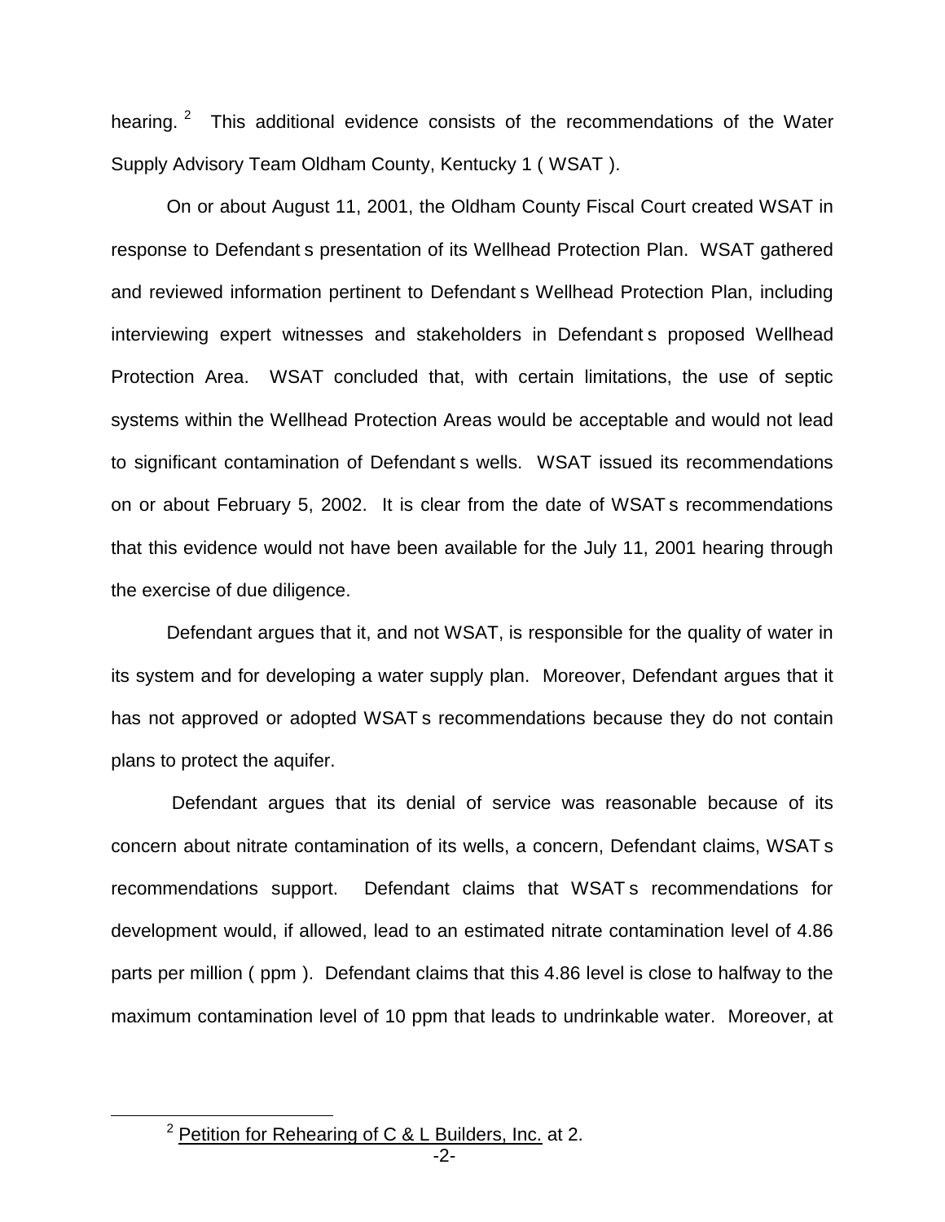hearing.[2] This additional evidence consists of the recommendations of the Water Supply Advisory Team Oldham County, Kentucky 1 ( WSAT ).

On or about August 11, 2001, the Oldham County Fiscal Court created WSAT in response to Defendant s presentation of its Wellhead Protection Plan. WSAT gathered and reviewed information pertinent to Defendant s Wellhead Protection Plan, including interviewing expert witnesses and stakeholders in Defendant s proposed Wellhead Protection Area. WSAT concluded that, with certain limitations, the use of septic systems within the Wellhead Protection Areas would be acceptable and would not lead to significant contamination of Defendant s wells. WSAT issued its recommendations on or about February 5, 2002. It is clear from the date of WSAT s recommendations that this evidence would not have been available for the July 11, 2001 hearing through the exercise of due diligence.

Defendant argues that it, and not WSAT, is responsible for the quality of water in its system and for developing a water supply plan. Moreover, Defendant argues that it has not approved or adopted WSAT s recommendations because they do not contain plans to protect the aquifer.

Defendant argues that its denial of service was reasonable because of its concern about nitrate contamination of its wells, a concern, Defendant claims, WSAT s recommendations support. Defendant claims that WSAT s recommendations for development would, if allowed, lead to an estimated nitrate contamination level of 4.86 parts per million ( ppm ). Defendant claims that this 4.86 level is close to halfway to the maximum contamination level of 10 ppm that leads to undrinkable water. Moreover, at

[2] Petition for Rehearing of C & L Builders, Inc. at 2.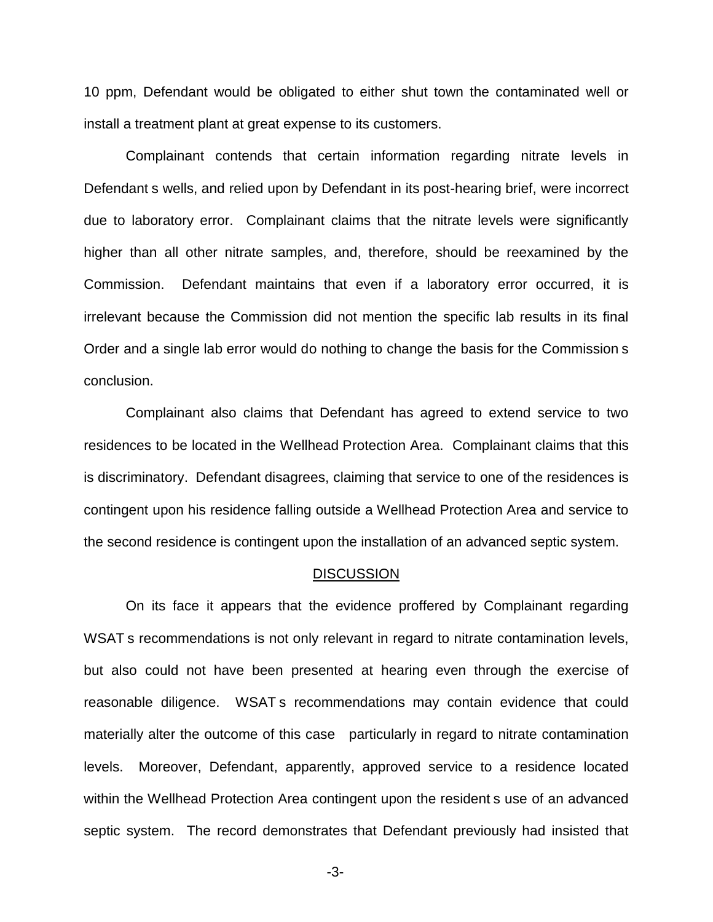10 ppm, Defendant would be obligated to either shut town the contaminated well or install a treatment plant at great expense to its customers.

Complainant contends that certain information regarding nitrate levels in Defendant s wells, and relied upon by Defendant in its post-hearing brief, were incorrect due to laboratory error. Complainant claims that the nitrate levels were significantly higher than all other nitrate samples, and, therefore, should be reexamined by the Commission. Defendant maintains that even if a laboratory error occurred, it is irrelevant because the Commission did not mention the specific lab results in its final Order and a single lab error would do nothing to change the basis for the Commission s conclusion.

Complainant also claims that Defendant has agreed to extend service to two residences to be located in the Wellhead Protection Area. Complainant claims that this is discriminatory. Defendant disagrees, claiming that service to one of the residences is contingent upon his residence falling outside a Wellhead Protection Area and service to the second residence is contingent upon the installation of an advanced septic system.

## DISCUSSION

On its face it appears that the evidence proffered by Complainant regarding WSAT s recommendations is not only relevant in regard to nitrate contamination levels, but also could not have been presented at hearing even through the exercise of reasonable diligence. WSAT s recommendations may contain evidence that could materially alter the outcome of this case particularly in regard to nitrate contamination levels. Moreover, Defendant, apparently, approved service to a residence located within the Wellhead Protection Area contingent upon the resident s use of an advanced septic system. The record demonstrates that Defendant previously had insisted that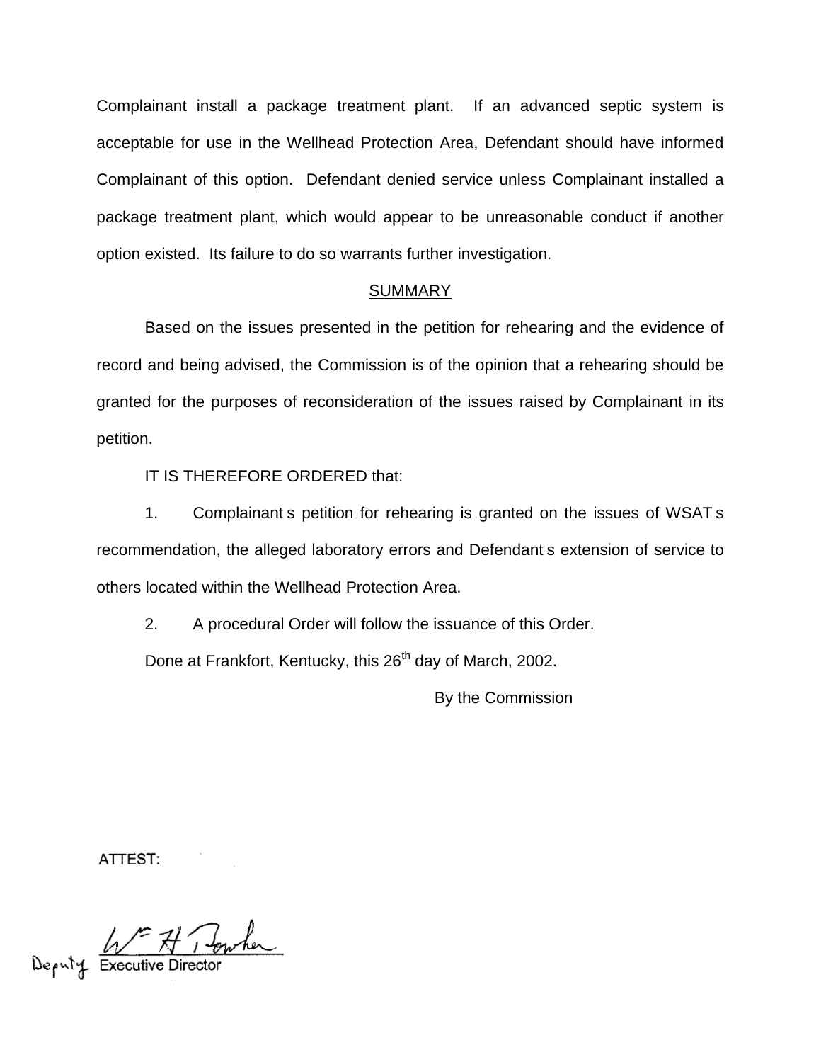Complainant install a package treatment plant. If an advanced septic system is acceptable for use in the Wellhead Protection Area, Defendant should have informed Complainant of this option. Defendant denied service unless Complainant installed a package treatment plant, which would appear to be unreasonable conduct if another option existed. Its failure to do so warrants further investigation.

## SUMMARY

Based on the issues presented in the petition for rehearing and the evidence of record and being advised, the Commission is of the opinion that a rehearing should be granted for the purposes of reconsideration of the issues raised by Complainant in its petition.

IT IS THEREFORE ORDERED that:

1. Complainant s petition for rehearing is granted on the issues of WSAT s recommendation, the alleged laboratory errors and Defendant s extension of service to others located within the Wellhead Protection Area.

2. A procedural Order will follow the issuance of this Order.

Done at Frankfort, Kentucky, this 26th day of March, 2002.

By the Commission

ATTEST:

Wm H Fowler

Deputy Executive Director